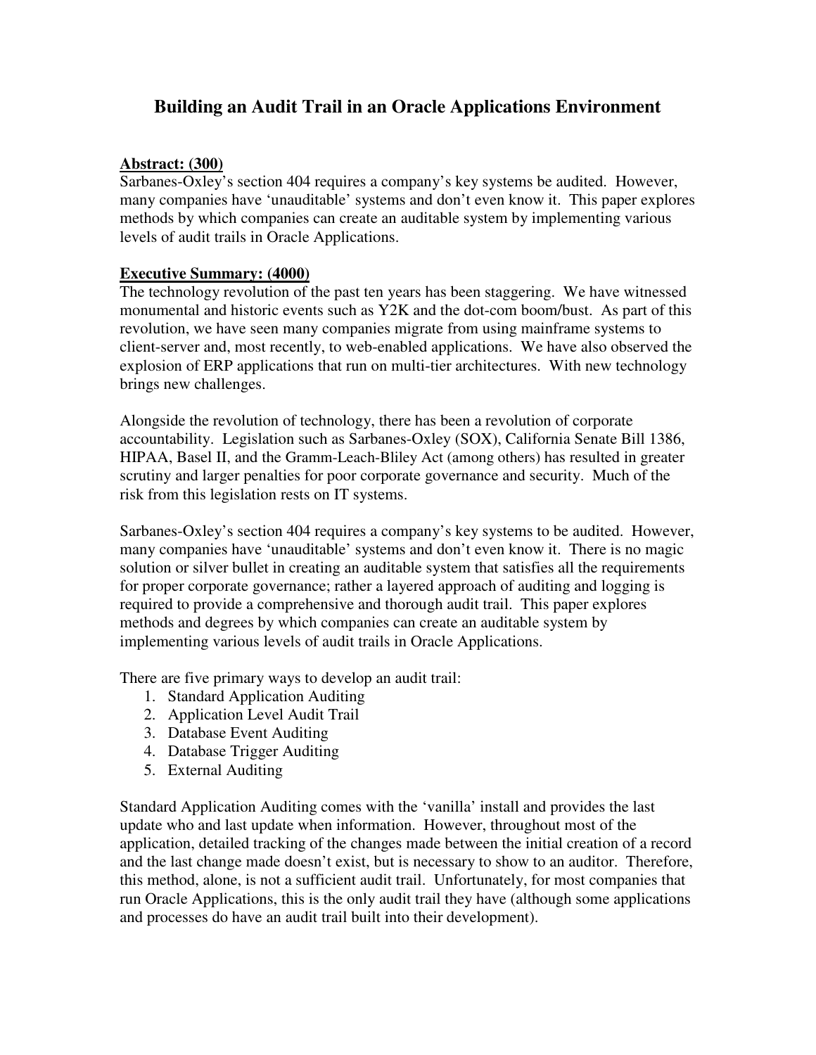# Building an Audit Trail in an Oracle Applications Environment

**<u>Abstract: (300)</u>**

Sarbanes-Oxley's section 404 requires a company's key systems be audited. However, many companies have 'unauditable' systems and don't even know it. This paper explores methods by which companies can create an auditable system by implementing various levels of audit trails in Oracle Applications.

**<u>Executive Summary: (4000)</u>**

The technology revolution of the past ten years has been staggering. We have witnessed monumental and historic events such as Y2K and the dot-com boom/bust. As part of this revolution, we have seen many companies migrate from using mainframe systems to client-server and, most recently, to web-enabled applications. We have also observed the explosion of ERP applications that run on multi-tier architectures. With new technology brings new challenges.

Alongside the revolution of technology, there has been a revolution of corporate accountability. Legislation such as Sarbanes-Oxley (SOX), California Senate Bill 1386, HIPAA, Basel II, and the Gramm-Leach-Bliley Act (among others) has resulted in greater scrutiny and larger penalties for poor corporate governance and security. Much of the risk from this legislation rests on IT systems.

Sarbanes-Oxley's section 404 requires a company's key systems to be audited. However, many companies have 'unauditable' systems and don't even know it. There is no magic solution or silver bullet in creating an auditable system that satisfies all the requirements for proper corporate governance; rather a layered approach of auditing and logging is required to provide a comprehensive and thorough audit trail. This paper explores methods and degrees by which companies can create an auditable system by implementing various levels of audit trails in Oracle Applications.

There are five primary ways to develop an audit trail:

1. Standard Application Auditing
2. Application Level Audit Trail
3. Database Event Auditing
4. Database Trigger Auditing
5. External Auditing

Standard Application Auditing comes with the 'vanilla' install and provides the last update who and last update when information. However, throughout most of the application, detailed tracking of the changes made between the initial creation of a record and the last change made doesn't exist, but is necessary to show to an auditor. Therefore, this method, alone, is not a sufficient audit trail. Unfortunately, for most companies that run Oracle Applications, this is the only audit trail they have (although some applications and processes do have an audit trail built into their development).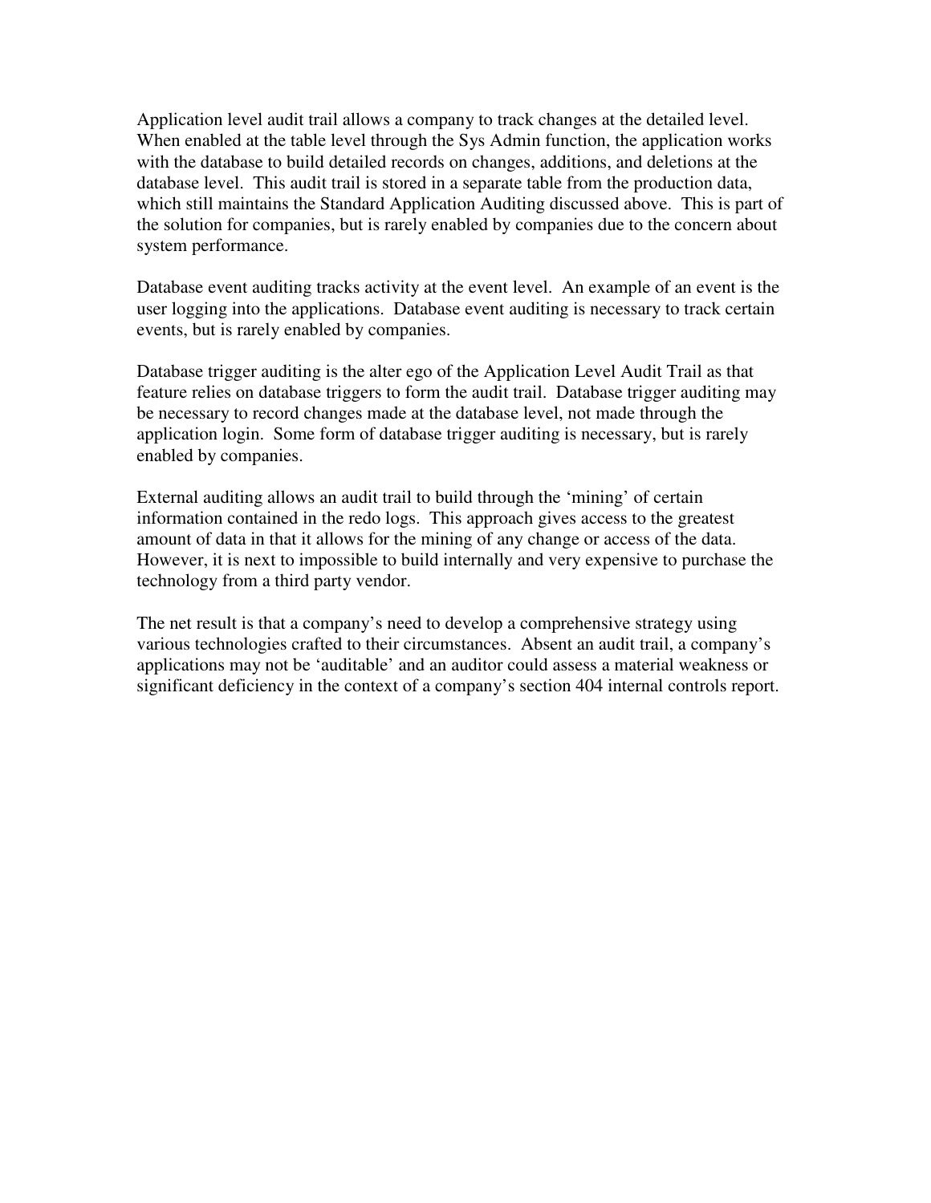Application level audit trail allows a company to track changes at the detailed level. When enabled at the table level through the Sys Admin function, the application works with the database to build detailed records on changes, additions, and deletions at the database level. This audit trail is stored in a separate table from the production data, which still maintains the Standard Application Auditing discussed above. This is part of the solution for companies, but is rarely enabled by companies due to the concern about system performance.

Database event auditing tracks activity at the event level. An example of an event is the user logging into the applications. Database event auditing is necessary to track certain events, but is rarely enabled by companies.

Database trigger auditing is the alter ego of the Application Level Audit Trail as that feature relies on database triggers to form the audit trail. Database trigger auditing may be necessary to record changes made at the database level, not made through the application login. Some form of database trigger auditing is necessary, but is rarely enabled by companies.

External auditing allows an audit trail to build through the 'mining' of certain information contained in the redo logs. This approach gives access to the greatest amount of data in that it allows for the mining of any change or access of the data. However, it is next to impossible to build internally and very expensive to purchase the technology from a third party vendor.

The net result is that a company's need to develop a comprehensive strategy using various technologies crafted to their circumstances. Absent an audit trail, a company's applications may not be 'auditable' and an auditor could assess a material weakness or significant deficiency in the context of a company's section 404 internal controls report.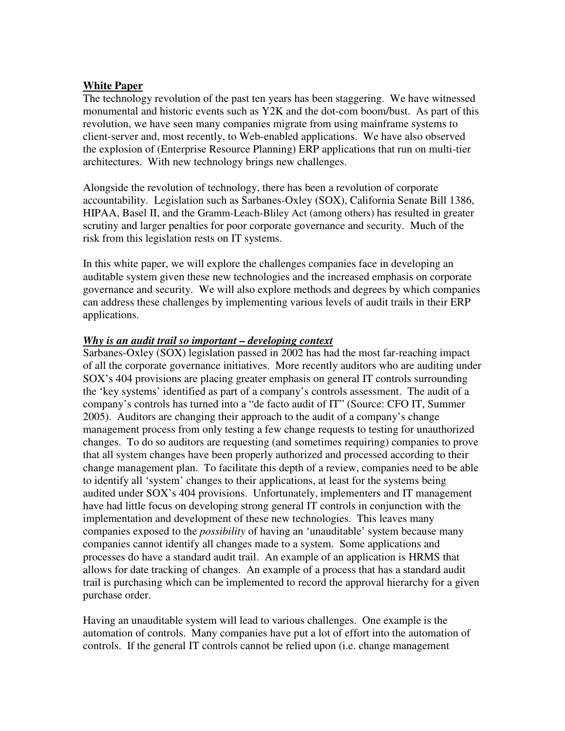**White Paper**

The technology revolution of the past ten years has been staggering. We have witnessed monumental and historic events such as Y2K and the dot-com boom/bust. As part of this revolution, we have seen many companies migrate from using mainframe systems to client-server and, most recently, to Web-enabled applications. We have also observed the explosion of (Enterprise Resource Planning) ERP applications that run on multi-tier architectures. With new technology brings new challenges.

Alongside the revolution of technology, there has been a revolution of corporate accountability. Legislation such as Sarbanes-Oxley (SOX), California Senate Bill 1386, HIPAA, Basel II, and the Gramm-Leach-Bliley Act (among others) has resulted in greater scrutiny and larger penalties for poor corporate governance and security. Much of the risk from this legislation rests on IT systems.

In this white paper, we will explore the challenges companies face in developing an auditable system given these new technologies and the increased emphasis on corporate governance and security. We will also explore methods and degrees by which companies can address these challenges by implementing various levels of audit trails in their ERP applications.

***Why is an audit trail so important – developing context***

Sarbanes-Oxley (SOX) legislation passed in 2002 has had the most far-reaching impact of all the corporate governance initiatives. More recently auditors who are auditing under SOX's 404 provisions are placing greater emphasis on general IT controls surrounding the 'key systems' identified as part of a company's controls assessment. The audit of a company's controls has turned into a "de facto audit of IT" (Source: CFO IT, Summer 2005). Auditors are changing their approach to the audit of a company's change management process from only testing a few change requests to testing for unauthorized changes. To do so auditors are requesting (and sometimes requiring) companies to prove that all system changes have been properly authorized and processed according to their change management plan. To facilitate this depth of a review, companies need to be able to identify all 'system' changes to their applications, at least for the systems being audited under SOX's 404 provisions. Unfortunately, implementers and IT management have had little focus on developing strong general IT controls in conjunction with the implementation and development of these new technologies. This leaves many companies exposed to the *possibility* of having an 'unauditable' system because many companies cannot identify all changes made to a system. Some applications and processes do have a standard audit trail. An example of an application is HRMS that allows for date tracking of changes. An example of a process that has a standard audit trail is purchasing which can be implemented to record the approval hierarchy for a given purchase order.

Having an unauditable system will lead to various challenges. One example is the automation of controls. Many companies have put a lot of effort into the automation of controls. If the general IT controls cannot be relied upon (i.e. change management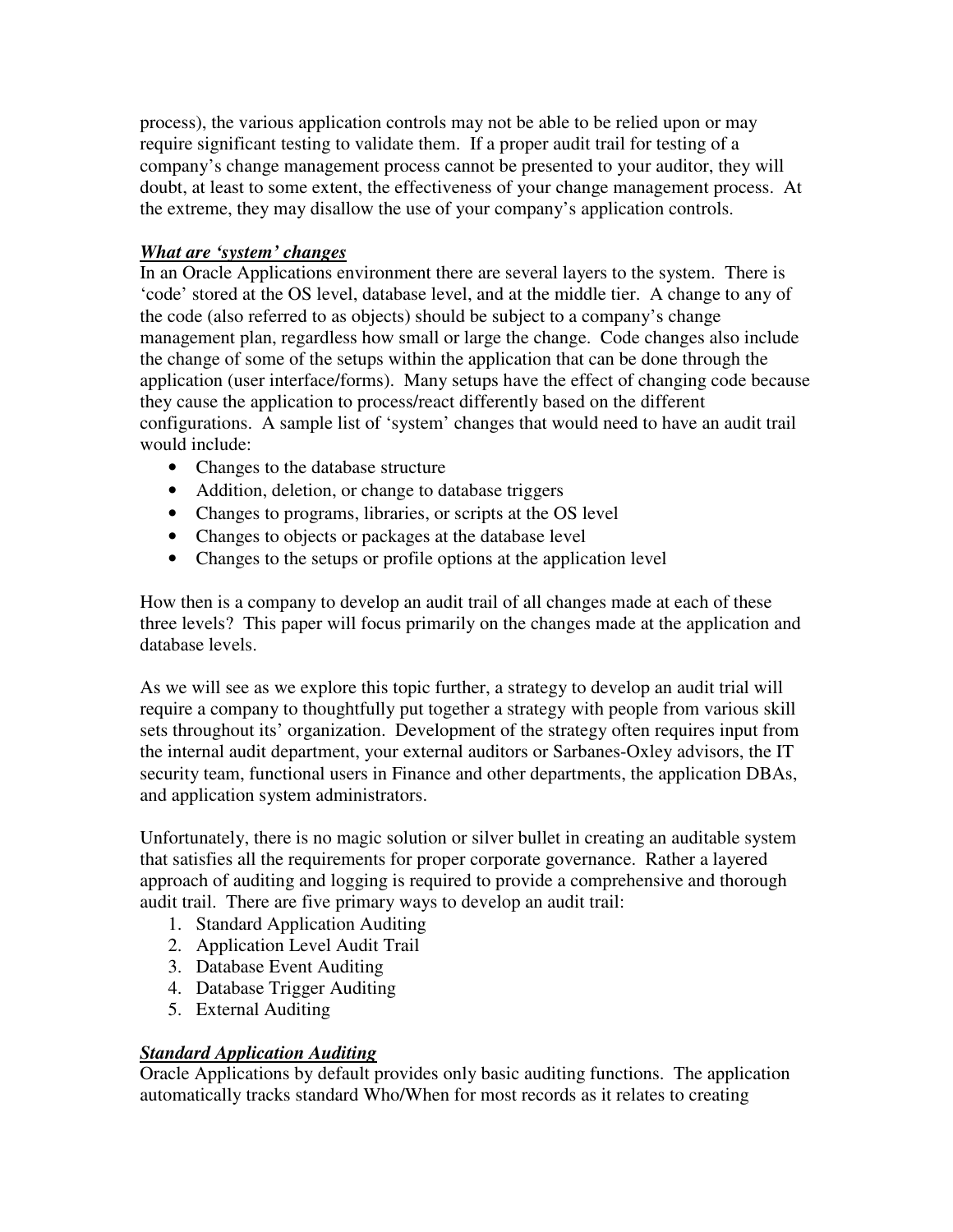process), the various application controls may not be able to be relied upon or may require significant testing to validate them. If a proper audit trail for testing of a company's change management process cannot be presented to your auditor, they will doubt, at least to some extent, the effectiveness of your change management process. At the extreme, they may disallow the use of your company's application controls.

### ***What are 'system' changes***

In an Oracle Applications environment there are several layers to the system. There is 'code' stored at the OS level, database level, and at the middle tier. A change to any of the code (also referred to as objects) should be subject to a company's change management plan, regardless how small or large the change. Code changes also include the change of some of the setups within the application that can be done through the application (user interface/forms). Many setups have the effect of changing code because they cause the application to process/react differently based on the different configurations. A sample list of 'system' changes that would need to have an audit trail would include:

- Changes to the database structure
- Addition, deletion, or change to database triggers
- Changes to programs, libraries, or scripts at the OS level
- Changes to objects or packages at the database level
- Changes to the setups or profile options at the application level

How then is a company to develop an audit trail of all changes made at each of these three levels? This paper will focus primarily on the changes made at the application and database levels.

As we will see as we explore this topic further, a strategy to develop an audit trial will require a company to thoughtfully put together a strategy with people from various skill sets throughout its' organization. Development of the strategy often requires input from the internal audit department, your external auditors or Sarbanes-Oxley advisors, the IT security team, functional users in Finance and other departments, the application DBAs, and application system administrators.

Unfortunately, there is no magic solution or silver bullet in creating an auditable system that satisfies all the requirements for proper corporate governance. Rather a layered approach of auditing and logging is required to provide a comprehensive and thorough audit trail. There are five primary ways to develop an audit trail:

1. Standard Application Auditing
2. Application Level Audit Trail
3. Database Event Auditing
4. Database Trigger Auditing
5. External Auditing

### ***Standard Application Auditing***

Oracle Applications by default provides only basic auditing functions. The application automatically tracks standard Who/When for most records as it relates to creating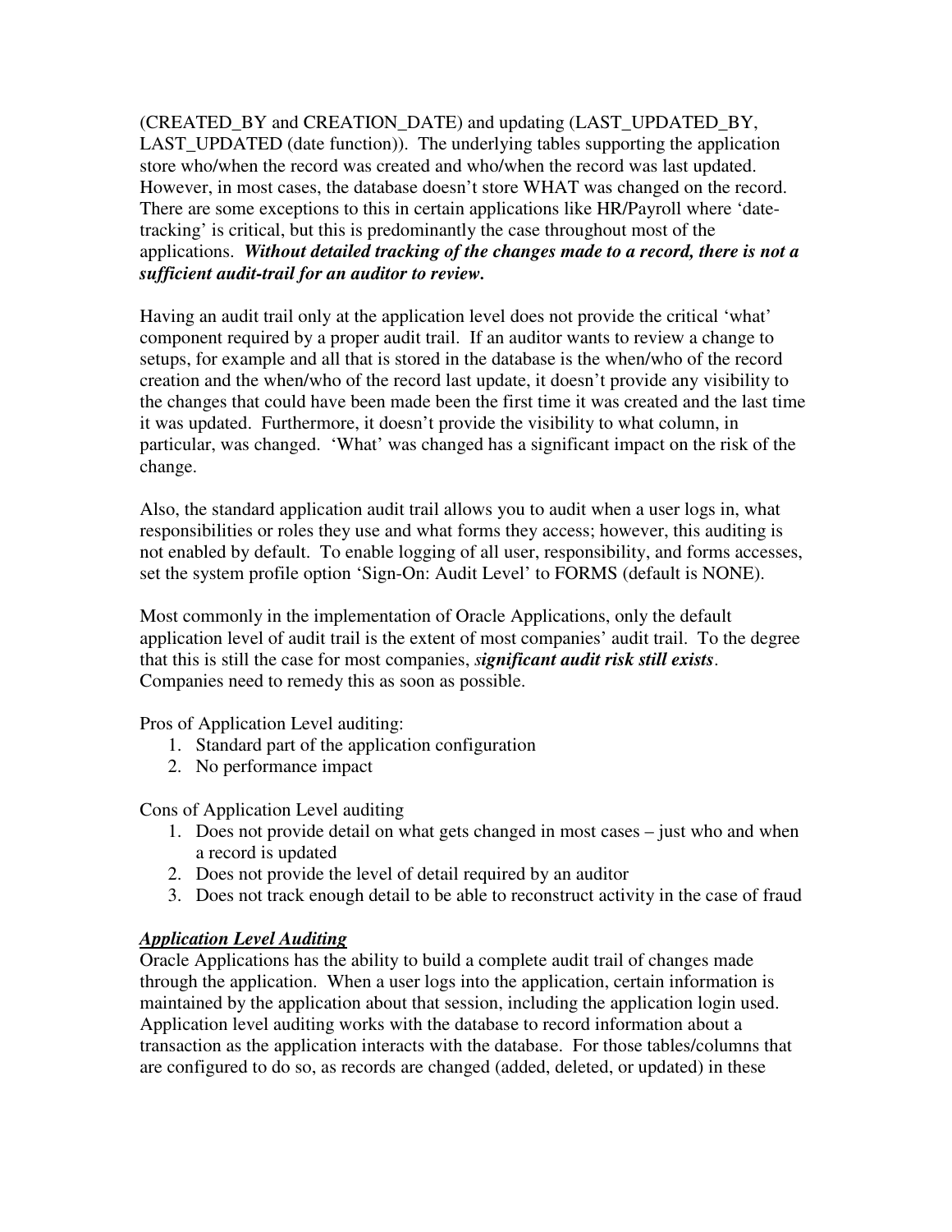(CREATED_BY and CREATION_DATE) and updating (LAST_UPDATED_BY, LAST_UPDATED (date function)). The underlying tables supporting the application store who/when the record was created and who/when the record was last updated. However, in most cases, the database doesn't store WHAT was changed on the record. There are some exceptions to this in certain applications like HR/Payroll where 'date-tracking' is critical, but this is predominantly the case throughout most of the applications. ***Without detailed tracking of the changes made to a record, there is not a sufficient audit-trail for an auditor to review.***

Having an audit trail only at the application level does not provide the critical 'what' component required by a proper audit trail. If an auditor wants to review a change to setups, for example and all that is stored in the database is the when/who of the record creation and the when/who of the record last update, it doesn't provide any visibility to the changes that could have been made been the first time it was created and the last time it was updated. Furthermore, it doesn't provide the visibility to what column, in particular, was changed. 'What' was changed has a significant impact on the risk of the change.

Also, the standard application audit trail allows you to audit when a user logs in, what responsibilities or roles they use and what forms they access; however, this auditing is not enabled by default. To enable logging of all user, responsibility, and forms accesses, set the system profile option 'Sign-On: Audit Level' to FORMS (default is NONE).

Most commonly in the implementation of Oracle Applications, only the default application level of audit trail is the extent of most companies' audit trail. To the degree that this is still the case for most companies, ***significant audit risk still exists***. Companies need to remedy this as soon as possible.

Pros of Application Level auditing:

1. Standard part of the application configuration
2. No performance impact

Cons of Application Level auditing

1. Does not provide detail on what gets changed in most cases – just who and when a record is updated
2. Does not provide the level of detail required by an auditor
3. Does not track enough detail to be able to reconstruct activity in the case of fraud

***<u>Application Level Auditing</u>***

Oracle Applications has the ability to build a complete audit trail of changes made through the application. When a user logs into the application, certain information is maintained by the application about that session, including the application login used. Application level auditing works with the database to record information about a transaction as the application interacts with the database. For those tables/columns that are configured to do so, as records are changed (added, deleted, or updated) in these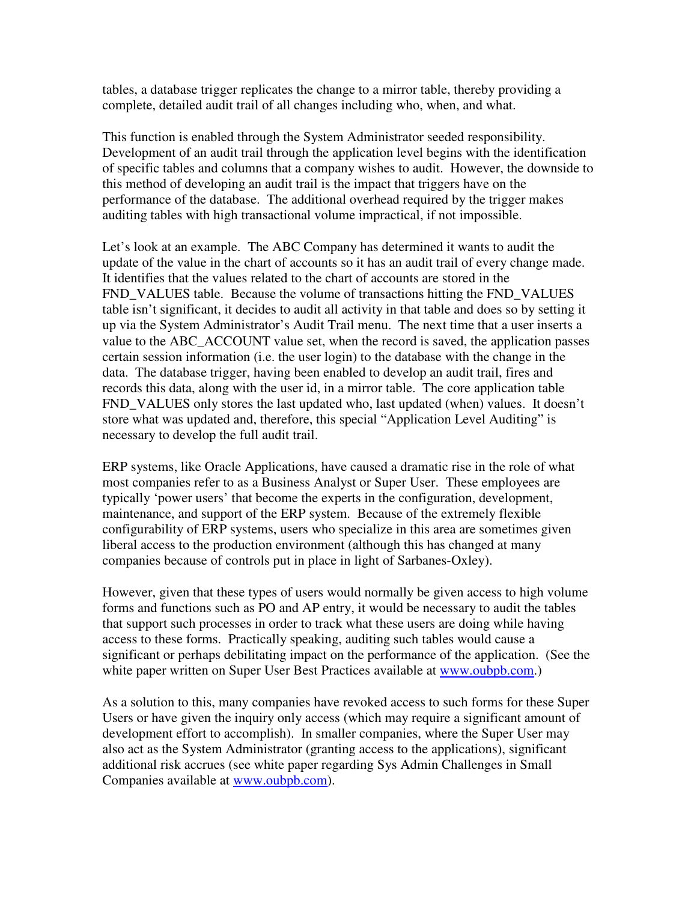tables, a database trigger replicates the change to a mirror table, thereby providing a complete, detailed audit trail of all changes including who, when, and what.

This function is enabled through the System Administrator seeded responsibility. Development of an audit trail through the application level begins with the identification of specific tables and columns that a company wishes to audit. However, the downside to this method of developing an audit trail is the impact that triggers have on the performance of the database. The additional overhead required by the trigger makes auditing tables with high transactional volume impractical, if not impossible.

Let's look at an example. The ABC Company has determined it wants to audit the update of the value in the chart of accounts so it has an audit trail of every change made. It identifies that the values related to the chart of accounts are stored in the FND_VALUES table. Because the volume of transactions hitting the FND_VALUES table isn't significant, it decides to audit all activity in that table and does so by setting it up via the System Administrator's Audit Trail menu. The next time that a user inserts a value to the ABC_ACCOUNT value set, when the record is saved, the application passes certain session information (i.e. the user login) to the database with the change in the data. The database trigger, having been enabled to develop an audit trail, fires and records this data, along with the user id, in a mirror table. The core application table FND_VALUES only stores the last updated who, last updated (when) values. It doesn't store what was updated and, therefore, this special "Application Level Auditing" is necessary to develop the full audit trail.

ERP systems, like Oracle Applications, have caused a dramatic rise in the role of what most companies refer to as a Business Analyst or Super User. These employees are typically 'power users' that become the experts in the configuration, development, maintenance, and support of the ERP system. Because of the extremely flexible configurability of ERP systems, users who specialize in this area are sometimes given liberal access to the production environment (although this has changed at many companies because of controls put in place in light of Sarbanes-Oxley).

However, given that these types of users would normally be given access to high volume forms and functions such as PO and AP entry, it would be necessary to audit the tables that support such processes in order to track what these users are doing while having access to these forms. Practically speaking, auditing such tables would cause a significant or perhaps debilitating impact on the performance of the application. (See the white paper written on Super User Best Practices available at [www.oubpb.com](http://www.oubpb.com).)

As a solution to this, many companies have revoked access to such forms for these Super Users or have given the inquiry only access (which may require a significant amount of development effort to accomplish). In smaller companies, where the Super User may also act as the System Administrator (granting access to the applications), significant additional risk accrues (see white paper regarding Sys Admin Challenges in Small Companies available at [www.oubpb.com](http://www.oubpb.com)).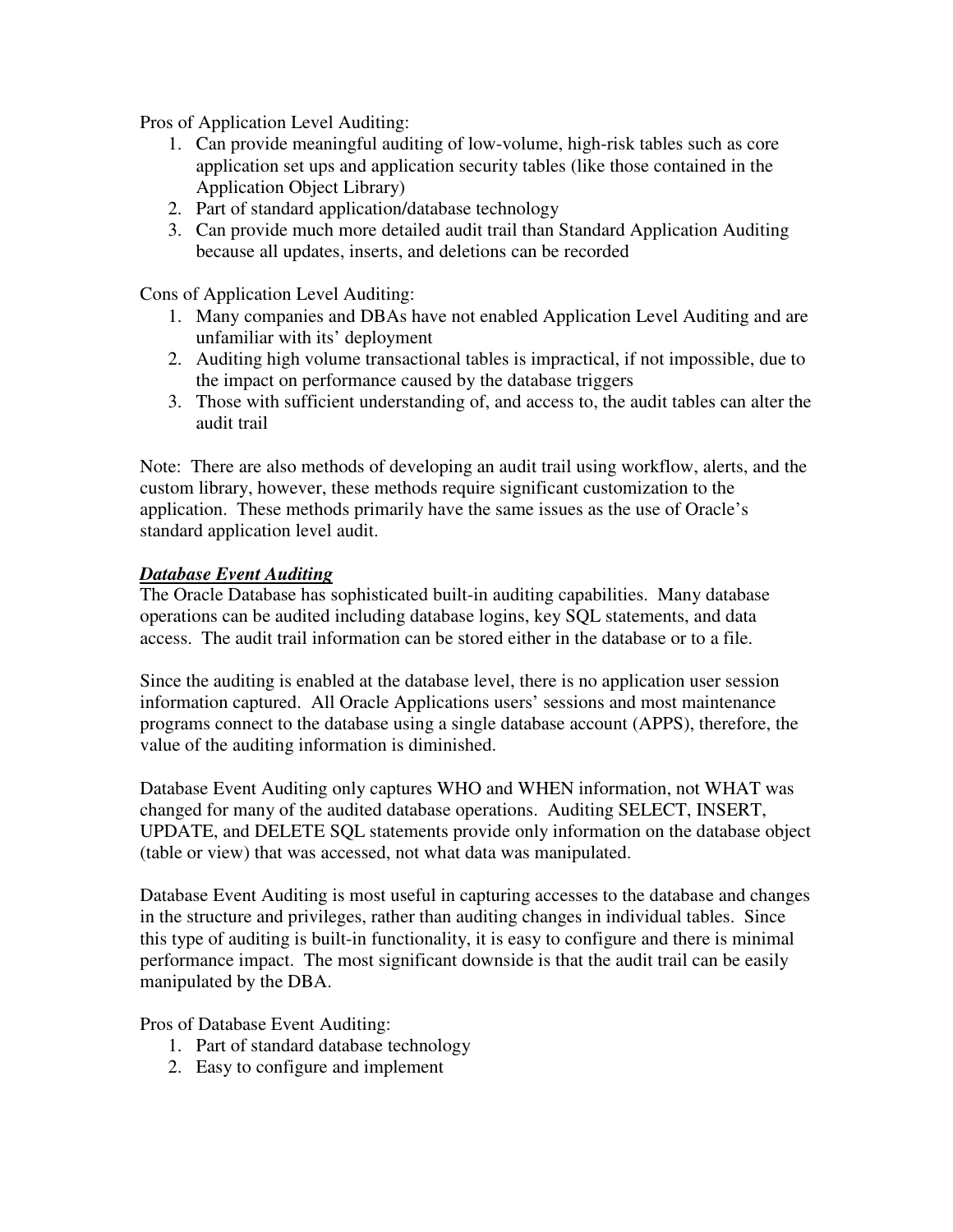Pros of Application Level Auditing:

1. Can provide meaningful auditing of low-volume, high-risk tables such as core application set ups and application security tables (like those contained in the Application Object Library)
2. Part of standard application/database technology
3. Can provide much more detailed audit trail than Standard Application Auditing because all updates, inserts, and deletions can be recorded

Cons of Application Level Auditing:

1. Many companies and DBAs have not enabled Application Level Auditing and are unfamiliar with its' deployment
2. Auditing high volume transactional tables is impractical, if not impossible, due to the impact on performance caused by the database triggers
3. Those with sufficient understanding of, and access to, the audit tables can alter the audit trail

Note: There are also methods of developing an audit trail using workflow, alerts, and the custom library, however, these methods require significant customization to the application. These methods primarily have the same issues as the use of Oracle's standard application level audit.

***Database Event Auditing***

The Oracle Database has sophisticated built-in auditing capabilities. Many database operations can be audited including database logins, key SQL statements, and data access. The audit trail information can be stored either in the database or to a file.

Since the auditing is enabled at the database level, there is no application user session information captured. All Oracle Applications users' sessions and most maintenance programs connect to the database using a single database account (APPS), therefore, the value of the auditing information is diminished.

Database Event Auditing only captures WHO and WHEN information, not WHAT was changed for many of the audited database operations. Auditing SELECT, INSERT, UPDATE, and DELETE SQL statements provide only information on the database object (table or view) that was accessed, not what data was manipulated.

Database Event Auditing is most useful in capturing accesses to the database and changes in the structure and privileges, rather than auditing changes in individual tables. Since this type of auditing is built-in functionality, it is easy to configure and there is minimal performance impact. The most significant downside is that the audit trail can be easily manipulated by the DBA.

Pros of Database Event Auditing:

1. Part of standard database technology
2. Easy to configure and implement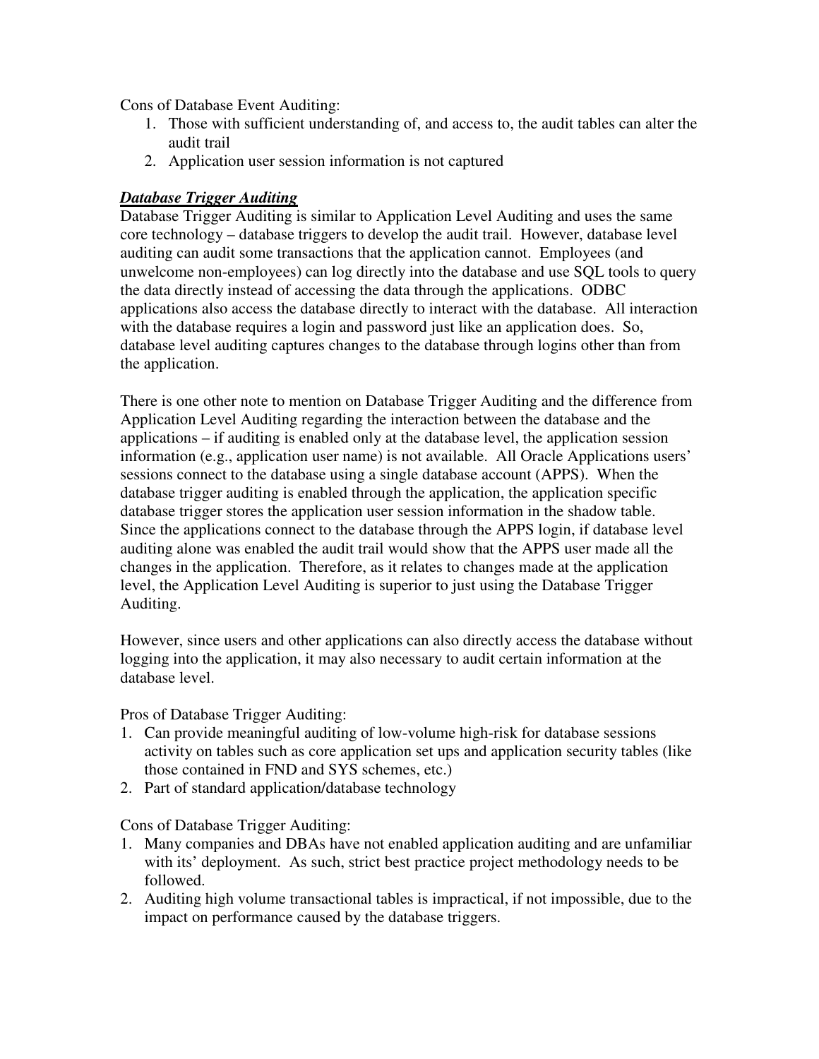Cons of Database Event Auditing:

1. Those with sufficient understanding of, and access to, the audit tables can alter the audit trail
2. Application user session information is not captured

***Database Trigger Auditing***

Database Trigger Auditing is similar to Application Level Auditing and uses the same core technology – database triggers to develop the audit trail. However, database level auditing can audit some transactions that the application cannot. Employees (and unwelcome non-employees) can log directly into the database and use SQL tools to query the data directly instead of accessing the data through the applications. ODBC applications also access the database directly to interact with the database. All interaction with the database requires a login and password just like an application does. So, database level auditing captures changes to the database through logins other than from the application.

There is one other note to mention on Database Trigger Auditing and the difference from Application Level Auditing regarding the interaction between the database and the applications – if auditing is enabled only at the database level, the application session information (e.g., application user name) is not available. All Oracle Applications users' sessions connect to the database using a single database account (APPS). When the database trigger auditing is enabled through the application, the application specific database trigger stores the application user session information in the shadow table. Since the applications connect to the database through the APPS login, if database level auditing alone was enabled the audit trail would show that the APPS user made all the changes in the application. Therefore, as it relates to changes made at the application level, the Application Level Auditing is superior to just using the Database Trigger Auditing.

However, since users and other applications can also directly access the database without logging into the application, it may also necessary to audit certain information at the database level.

Pros of Database Trigger Auditing:

1. Can provide meaningful auditing of low-volume high-risk for database sessions activity on tables such as core application set ups and application security tables (like those contained in FND and SYS schemes, etc.)
2. Part of standard application/database technology

Cons of Database Trigger Auditing:

1. Many companies and DBAs have not enabled application auditing and are unfamiliar with its' deployment. As such, strict best practice project methodology needs to be followed.
2. Auditing high volume transactional tables is impractical, if not impossible, due to the impact on performance caused by the database triggers.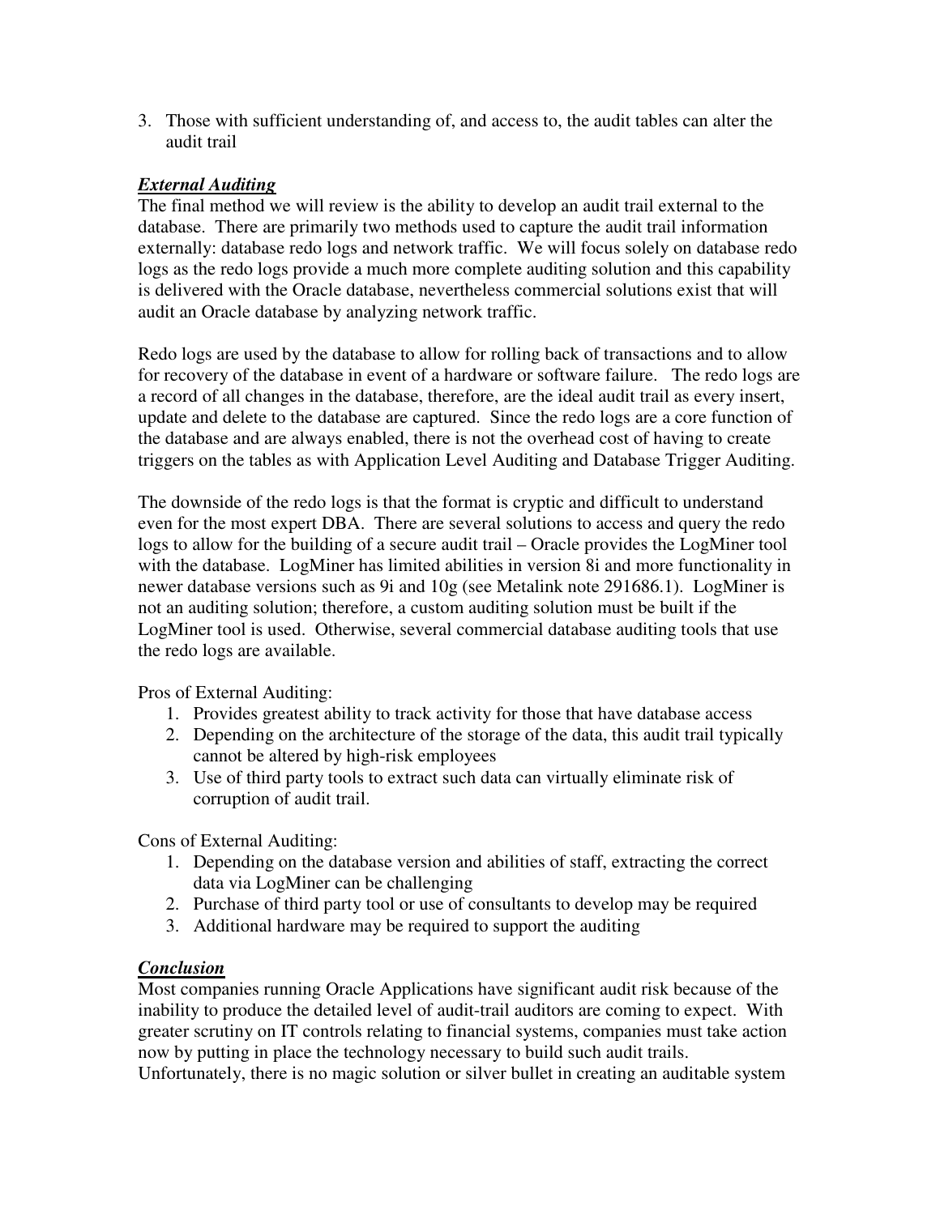3. Those with sufficient understanding of, and access to, the audit tables can alter the audit trail

### ***External Auditing***

The final method we will review is the ability to develop an audit trail external to the database. There are primarily two methods used to capture the audit trail information externally: database redo logs and network traffic. We will focus solely on database redo logs as the redo logs provide a much more complete auditing solution and this capability is delivered with the Oracle database, nevertheless commercial solutions exist that will audit an Oracle database by analyzing network traffic.

Redo logs are used by the database to allow for rolling back of transactions and to allow for recovery of the database in event of a hardware or software failure. The redo logs are a record of all changes in the database, therefore, are the ideal audit trail as every insert, update and delete to the database are captured. Since the redo logs are a core function of the database and are always enabled, there is not the overhead cost of having to create triggers on the tables as with Application Level Auditing and Database Trigger Auditing.

The downside of the redo logs is that the format is cryptic and difficult to understand even for the most expert DBA. There are several solutions to access and query the redo logs to allow for the building of a secure audit trail – Oracle provides the LogMiner tool with the database. LogMiner has limited abilities in version 8i and more functionality in newer database versions such as 9i and 10g (see Metalink note 291686.1). LogMiner is not an auditing solution; therefore, a custom auditing solution must be built if the LogMiner tool is used. Otherwise, several commercial database auditing tools that use the redo logs are available.

Pros of External Auditing:

1. Provides greatest ability to track activity for those that have database access
2. Depending on the architecture of the storage of the data, this audit trail typically cannot be altered by high-risk employees
3. Use of third party tools to extract such data can virtually eliminate risk of corruption of audit trail.

Cons of External Auditing:

1. Depending on the database version and abilities of staff, extracting the correct data via LogMiner can be challenging
2. Purchase of third party tool or use of consultants to develop may be required
3. Additional hardware may be required to support the auditing

### ***Conclusion***

Most companies running Oracle Applications have significant audit risk because of the inability to produce the detailed level of audit-trail auditors are coming to expect. With greater scrutiny on IT controls relating to financial systems, companies must take action now by putting in place the technology necessary to build such audit trails. Unfortunately, there is no magic solution or silver bullet in creating an auditable system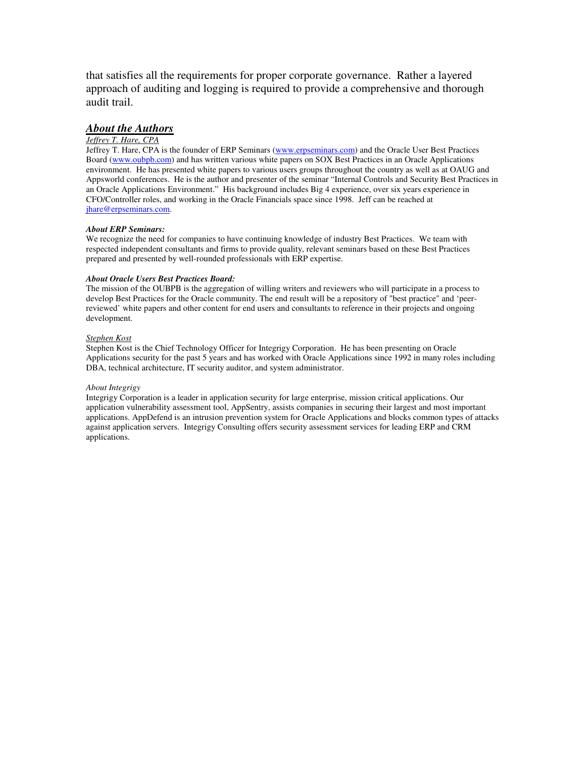that satisfies all the requirements for proper corporate governance. Rather a layered approach of auditing and logging is required to provide a comprehensive and thorough audit trail.

## *About the Authors*

*Jeffrey T. Hare, CPA*

Jeffrey T. Hare, CPA is the founder of ERP Seminars (www.erpseminars.com) and the Oracle User Best Practices Board (www.oubpb.com) and has written various white papers on SOX Best Practices in an Oracle Applications environment. He has presented white papers to various users groups throughout the country as well as at OAUG and Appsworld conferences. He is the author and presenter of the seminar "Internal Controls and Security Best Practices in an Oracle Applications Environment." His background includes Big 4 experience, over six years experience in CFO/Controller roles, and working in the Oracle Financials space since 1998. Jeff can be reached at jhare@erpseminars.com.

***About ERP Seminars:***

We recognize the need for companies to have continuing knowledge of industry Best Practices. We team with respected independent consultants and firms to provide quality, relevant seminars based on these Best Practices prepared and presented by well-rounded professionals with ERP expertise.

***About Oracle Users Best Practices Board:***

The mission of the OUBPB is the aggregation of willing writers and reviewers who will participate in a process to develop Best Practices for the Oracle community. The end result will be a repository of "best practice" and 'peer-reviewed' white papers and other content for end users and consultants to reference in their projects and ongoing development.

*Stephen Kost*

Stephen Kost is the Chief Technology Officer for Integrigy Corporation. He has been presenting on Oracle Applications security for the past 5 years and has worked with Oracle Applications since 1992 in many roles including DBA, technical architecture, IT security auditor, and system administrator.

*About Integrigy*

Integrigy Corporation is a leader in application security for large enterprise, mission critical applications. Our application vulnerability assessment tool, AppSentry, assists companies in securing their largest and most important applications. AppDefend is an intrusion prevention system for Oracle Applications and blocks common types of attacks against application servers. Integrigy Consulting offers security assessment services for leading ERP and CRM applications.